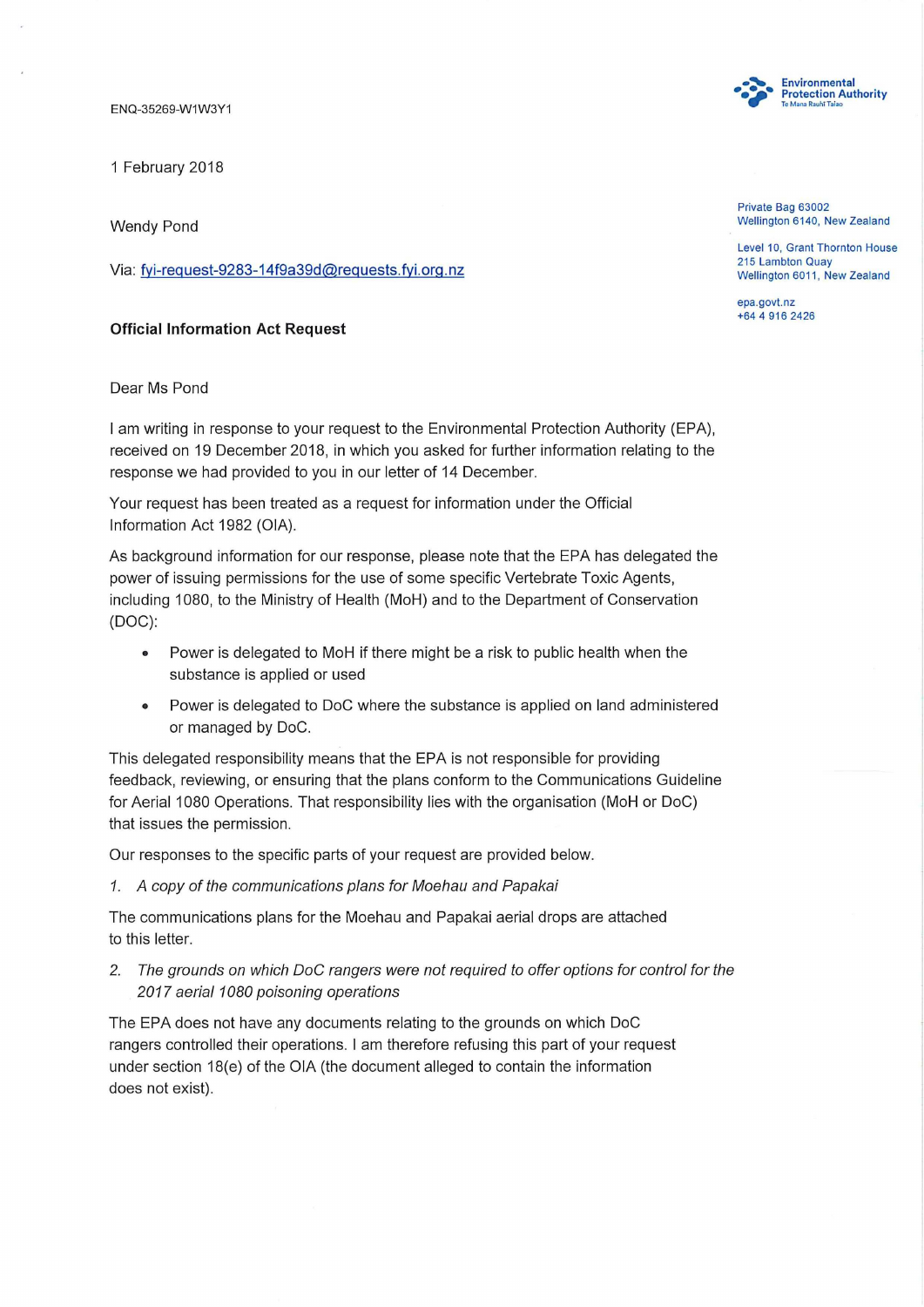ENQ-35269-W1W3Y1

Environmental Protection Authority
Te Mana Rauhī Taiao

Private Bag 63002
Wellington 6140, New Zealand

Level 10, Grant Thornton House
215 Lambton Quay
Wellington 6011, New Zealand

epa.govt.nz
+64 4 916 2426

1 February 2018

Wendy Pond

Via: fyi-request-9283-14f9a39d@requests.fyi.org.nz

**Official Information Act Request**

Dear Ms Pond

I am writing in response to your request to the Environmental Protection Authority (EPA), received on 19 December 2018, in which you asked for further information relating to the response we had provided to you in our letter of 14 December.

Your request has been treated as a request for information under the Official Information Act 1982 (OIA).

As background information for our response, please note that the EPA has delegated the power of issuing permissions for the use of some specific Vertebrate Toxic Agents, including 1080, to the Ministry of Health (MoH) and to the Department of Conservation (DOC):

- Power is delegated to MoH if there might be a risk to public health when the substance is applied or used
- Power is delegated to DoC where the substance is applied on land administered or managed by DoC.

This delegated responsibility means that the EPA is not responsible for providing feedback, reviewing, or ensuring that the plans conform to the Communications Guideline for Aerial 1080 Operations. That responsibility lies with the organisation (MoH or DoC) that issues the permission.

Our responses to the specific parts of your request are provided below.

1. *A copy of the communications plans for Moehau and Papakai*

The communications plans for the Moehau and Papakai aerial drops are attached to this letter.

2. *The grounds on which DoC rangers were not required to offer options for control for the 2017 aerial 1080 poisoning operations*

The EPA does not have any documents relating to the grounds on which DoC rangers controlled their operations. I am therefore refusing this part of your request under section 18(e) of the OIA (the document alleged to contain the information does not exist).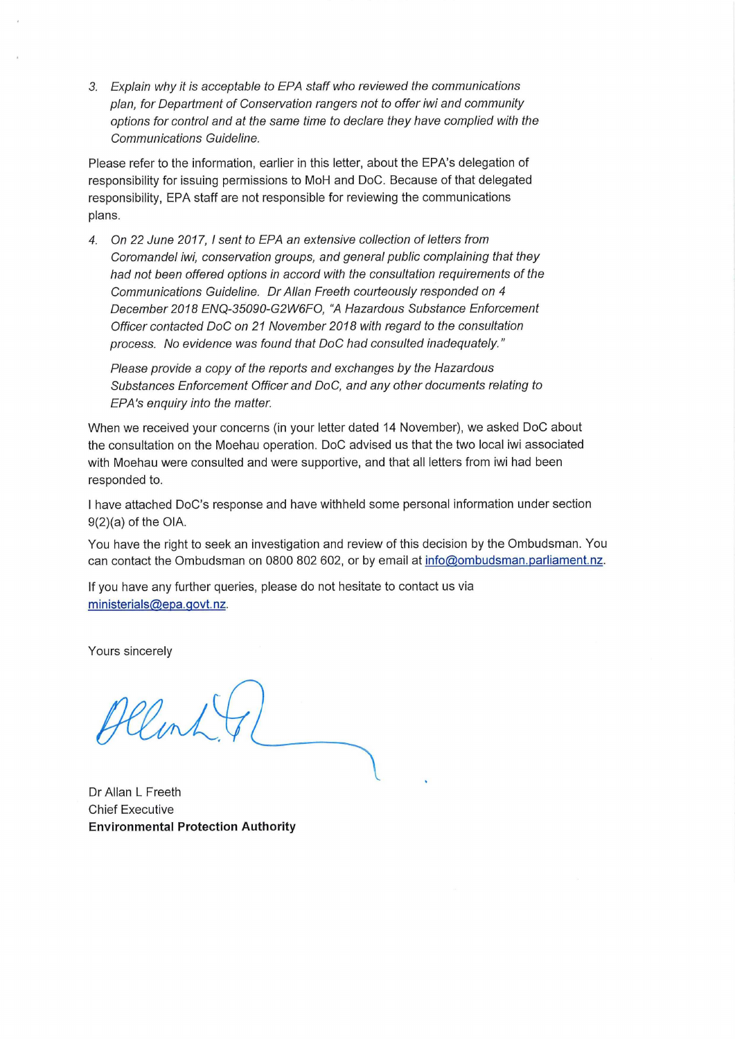3. *Explain why it is acceptable to EPA staff who reviewed the communications plan, for Department of Conservation rangers not to offer iwi and community options for control and at the same time to declare they have complied with the Communications Guideline.*

Please refer to the information, earlier in this letter, about the EPA's delegation of responsibility for issuing permissions to MoH and DoC. Because of that delegated responsibility, EPA staff are not responsible for reviewing the communications plans.

4. *On 22 June 2017, I sent to EPA an extensive collection of letters from Coromandel iwi, conservation groups, and general public complaining that they had not been offered options in accord with the consultation requirements of the Communications Guideline. Dr Allan Freeth courteously responded on 4 December 2018 ENQ-35090-G2W6FO, "A Hazardous Substance Enforcement Officer contacted DoC on 21 November 2018 with regard to the consultation process. No evidence was found that DoC had consulted inadequately."*

   *Please provide a copy of the reports and exchanges by the Hazardous Substances Enforcement Officer and DoC, and any other documents relating to EPA's enquiry into the matter.*

When we received your concerns (in your letter dated 14 November), we asked DoC about the consultation on the Moehau operation. DoC advised us that the two local iwi associated with Moehau were consulted and were supportive, and that all letters from iwi had been responded to.

I have attached DoC's response and have withheld some personal information under section 9(2)(a) of the OIA.

You have the right to seek an investigation and review of this decision by the Ombudsman. You can contact the Ombudsman on 0800 802 602, or by email at info@ombudsman.parliament.nz.

If you have any further queries, please do not hesitate to contact us via ministerials@epa.govt.nz.

Yours sincerely

Dr Allan L Freeth
Chief Executive
**Environmental Protection Authority**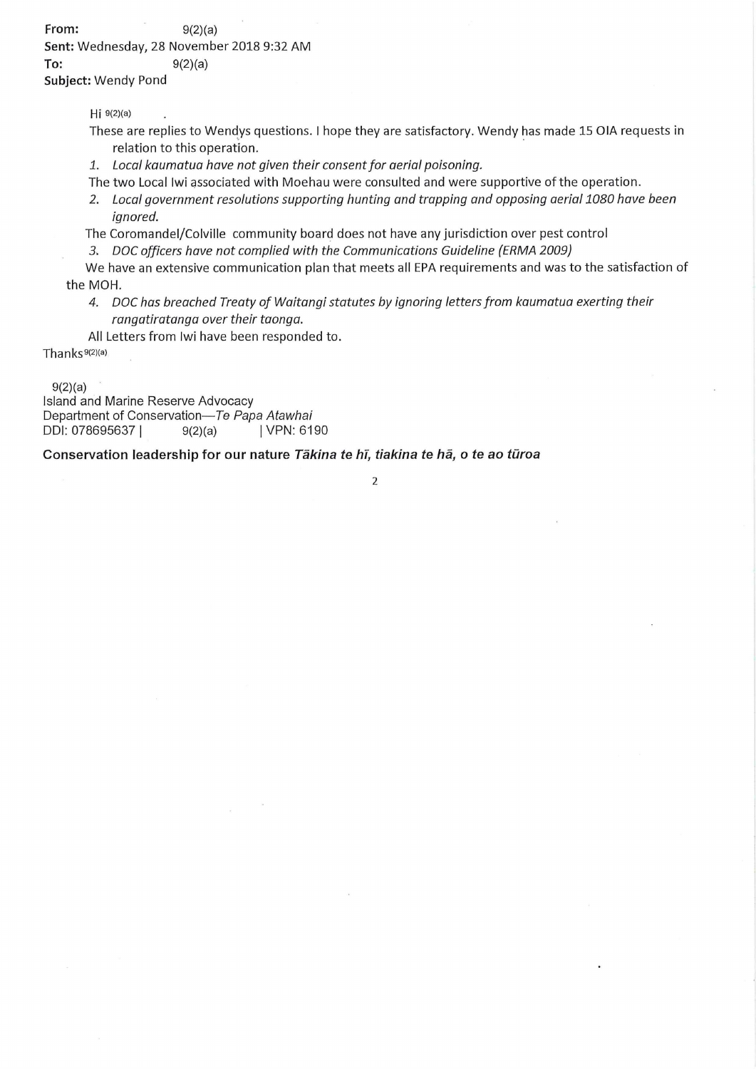**From:** 9(2)(a)
**Sent:** Wednesday, 28 November 2018 9:32 AM
**To:** 9(2)(a)
**Subject:** Wendy Pond

Hi 9(2)(a)

These are replies to Wendys questions. I hope they are satisfactory. Wendy has made 15 OIA requests in relation to this operation.

1. *Local kaumatua have not given their consent for aerial poisoning.*

The two Local Iwi associated with Moehau were consulted and were supportive of the operation.

2. *Local government resolutions supporting hunting and trapping and opposing aerial 1080 have been ignored.*

The Coromandel/Colville community board does not have any jurisdiction over pest control

3. *DOC officers have not complied with the Communications Guideline (ERMA 2009)*

We have an extensive communication plan that meets all EPA requirements and was to the satisfaction of the MOH.

4. *DOC has breached Treaty of Waitangi statutes by ignoring letters from kaumatua exerting their rangatiratanga over their taonga.*

All Letters from Iwi have been responded to.

Thanks 9(2)(a)

9(2)(a)
Island and Marine Reserve Advocacy
Department of Conservation—*Te Papa Atawhai*
DDI: 078695637 | 9(2)(a) | VPN: 6190

**Conservation leadership for our nature *Tākina te hī, tiakina te hā, o te ao tūroa***